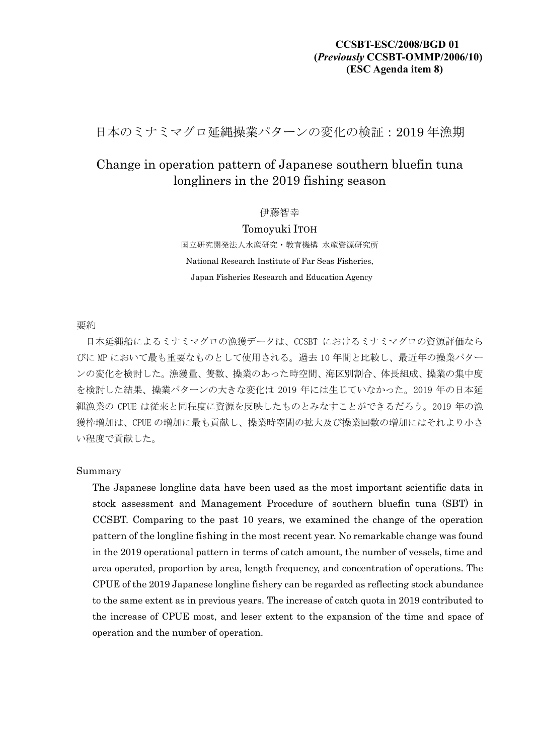**CCSBT-ESC/2008/BGD 01**
**(*Previously* CCSBT-OMMP/2006/10)**
**(ESC Agenda item 8)**

# 日本のミナミマグロ延縄操業パターンの変化の検証：2019 年漁期

# Change in operation pattern of Japanese southern bluefin tuna longliners in the 2019 fishing season

伊藤智幸

Tomoyuki ITOH

国立研究開発法人水産研究・教育機構　水産資源研究所

National Research Institute of Far Seas Fisheries,

Japan Fisheries Research and Education Agency

要約

日本延縄船によるミナミマグロの漁獲データは、CCSBT におけるミナミマグロの資源評価ならびに MP において最も重要なものとして使用される。過去 10 年間と比較し、最近年の操業パターンの変化を検討した。漁獲量、隻数、操業のあった時空間、海区別割合、体長組成、操業の集中度を検討した結果、操業パターンの大きな変化は 2019 年には生じていなかった。2019 年の日本延縄漁業の CPUE は従来と同程度に資源を反映したものとみなすことができるだろう。2019 年の漁獲枠増加は、CPUE の増加に最も貢献し、操業時空間の拡大及び操業回数の増加にはそれより小さい程度で貢献した。

Summary

The Japanese longline data have been used as the most important scientific data in stock assessment and Management Procedure of southern bluefin tuna (SBT) in CCSBT. Comparing to the past 10 years, we examined the change of the operation pattern of the longline fishing in the most recent year. No remarkable change was found in the 2019 operational pattern in terms of catch amount, the number of vessels, time and area operated, proportion by area, length frequency, and concentration of operations. The CPUE of the 2019 Japanese longline fishery can be regarded as reflecting stock abundance to the same extent as in previous years. The increase of catch quota in 2019 contributed to the increase of CPUE most, and leser extent to the expansion of the time and space of operation and the number of operation.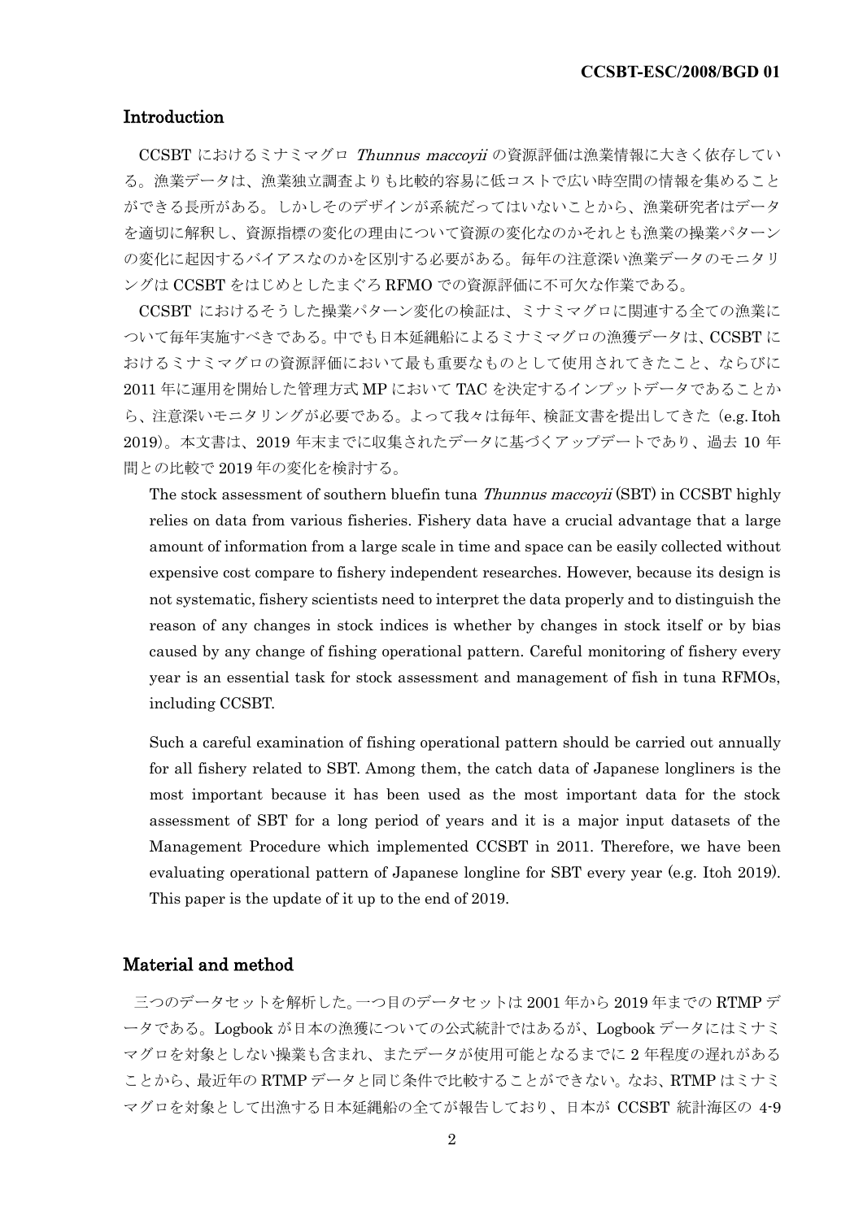## Introduction

CCSBT におけるミナミマグロ *Thunnus maccoyii* の資源評価は漁業情報に大きく依存している。漁業データは、漁業独立調査よりも比較的容易に低コストで広い時空間の情報を集めることができる長所がある。しかしそのデザインが系統だってはいないことから、漁業研究者はデータを適切に解釈し、資源指標の変化の理由について資源の変化なのかそれとも漁業の操業パターンの変化に起因するバイアスなのかを区別する必要がある。毎年の注意深い漁業データのモニタリングは CCSBT をはじめとしたまぐろ RFMO での資源評価に不可欠な作業である。

CCSBT におけるそうした操業パターン変化の検証は、ミナミマグロに関連する全ての漁業について毎年実施すべきである。中でも日本延縄船によるミナミマグロの漁獲データは、CCSBT におけるミナミマグロの資源評価において最も重要なものとして使用されてきたこと、ならびに 2011 年に運用を開始した管理方式 MP において TAC を決定するインプットデータであることから、注意深いモニタリングが必要である。よって我々は毎年、検証文書を提出してきた（e.g. Itoh 2019)。本文書は、2019 年末までに収集されたデータに基づくアップデートであり、過去 10 年間との比較で 2019 年の変化を検討する。

The stock assessment of southern bluefin tuna *Thunnus maccoyii* (SBT) in CCSBT highly relies on data from various fisheries. Fishery data have a crucial advantage that a large amount of information from a large scale in time and space can be easily collected without expensive cost compare to fishery independent researches. However, because its design is not systematic, fishery scientists need to interpret the data properly and to distinguish the reason of any changes in stock indices is whether by changes in stock itself or by bias caused by any change of fishing operational pattern. Careful monitoring of fishery every year is an essential task for stock assessment and management of fish in tuna RFMOs, including CCSBT.

Such a careful examination of fishing operational pattern should be carried out annually for all fishery related to SBT. Among them, the catch data of Japanese longliners is the most important because it has been used as the most important data for the stock assessment of SBT for a long period of years and it is a major input datasets of the Management Procedure which implemented CCSBT in 2011. Therefore, we have been evaluating operational pattern of Japanese longline for SBT every year (e.g. Itoh 2019). This paper is the update of it up to the end of 2019.

## Material and method

三つのデータセットを解析した。一つ目のデータセットは 2001 年から 2019 年までの RTMP データである。Logbook が日本の漁獲についての公式統計ではあるが、Logbook データにはミナミマグロを対象としない操業も含まれ、またデータが使用可能となるまでに 2 年程度の遅れがあることから、最近年の RTMP データと同じ条件で比較することができない。なお、RTMP はミナミマグロを対象として出漁する日本延縄船の全てが報告しており、日本が CCSBT 統計海区の 4-9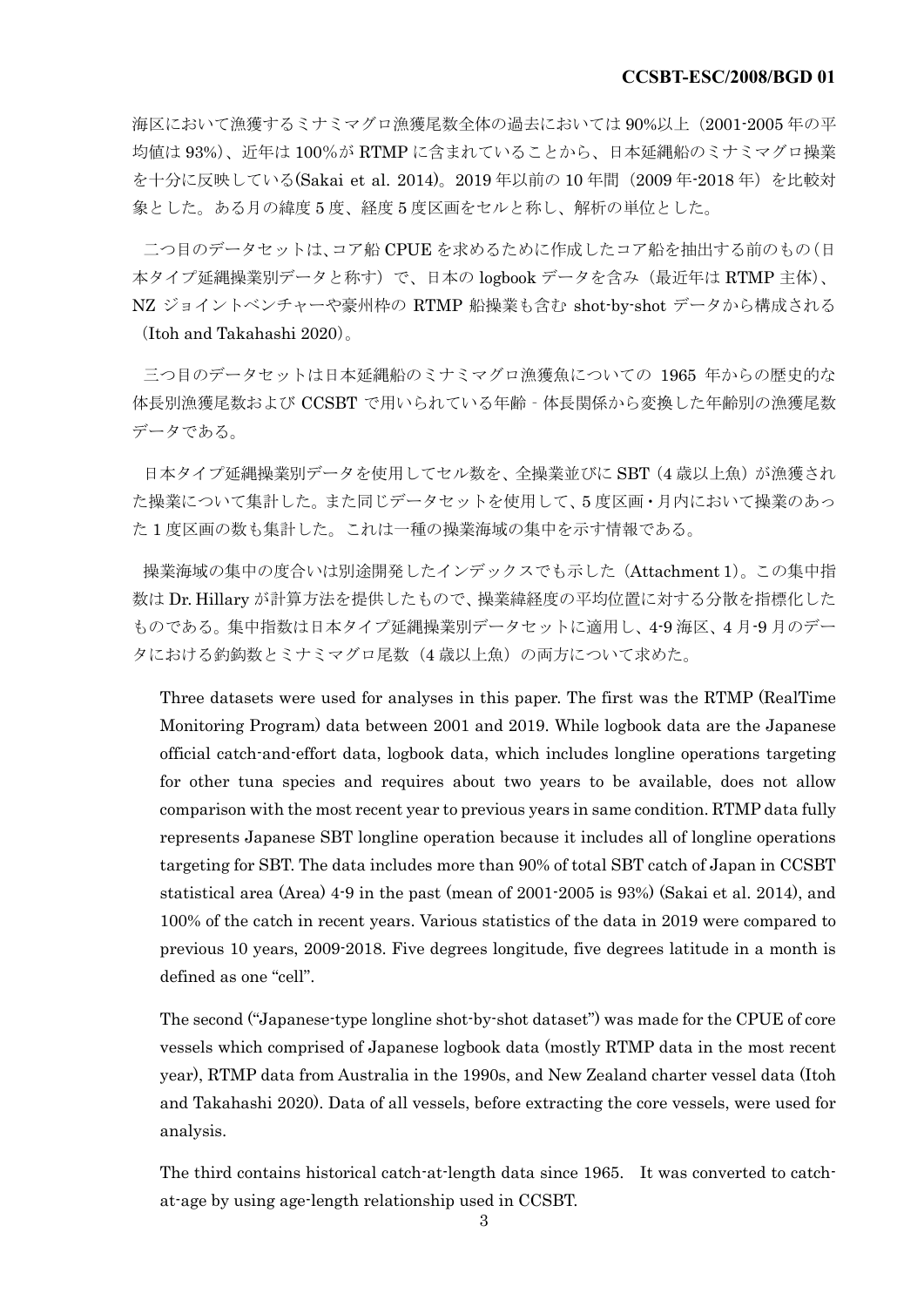海区において漁獲するミナミマグロ漁獲尾数全体の過去においては 90%以上（2001-2005 年の平均値は 93%）、近年は 100%が RTMP に含まれていることから、日本延縄船のミナミマグロ操業を十分に反映している(Sakai et al. 2014)。2019 年以前の 10 年間（2009 年-2018 年）を比較対象とした。ある月の緯度 5 度、経度 5 度区画をセルと称し、解析の単位とした。

二つ目のデータセットは、コア船 CPUE を求めるために作成したコア船を抽出する前のもの（日本タイプ延縄操業別データと称す）で、日本の logbook データを含み（最近年は RTMP 主体）、NZ ジョイントベンチャーや豪州枠の RTMP 船操業も含む shot-by-shot データから構成される（Itoh and Takahashi 2020）。

三つ目のデータセットは日本延縄船のミナミマグロ漁獲魚についての 1965 年からの歴史的な体長別漁獲尾数および CCSBT で用いられている年齢‐体長関係から変換した年齢別の漁獲尾数データである。

日本タイプ延縄操業別データを使用してセル数を、全操業並びに SBT（4 歳以上魚）が漁獲された操業について集計した。また同じデータセットを使用して、5 度区画・月内において操業のあった 1 度区画の数も集計した。これは一種の操業海域の集中を示す情報である。

操業海域の集中の度合いは別途開発したインデックスでも示した（Attachment 1）。この集中指数は Dr. Hillary が計算方法を提供したもので、操業緯経度の平均位置に対する分散を指標化したものである。集中指数は日本タイプ延縄操業別データセットに適用し、4-9 海区、4 月-9 月のデータにおける釣鈎数とミナミマグロ尾数（4 歳以上魚）の両方について求めた。

Three datasets were used for analyses in this paper. The first was the RTMP (RealTime Monitoring Program) data between 2001 and 2019. While logbook data are the Japanese official catch-and-effort data, logbook data, which includes longline operations targeting for other tuna species and requires about two years to be available, does not allow comparison with the most recent year to previous years in same condition. RTMP data fully represents Japanese SBT longline operation because it includes all of longline operations targeting for SBT. The data includes more than 90% of total SBT catch of Japan in CCSBT statistical area (Area) 4-9 in the past (mean of 2001-2005 is 93%) (Sakai et al. 2014), and 100% of the catch in recent years. Various statistics of the data in 2019 were compared to previous 10 years, 2009-2018. Five degrees longitude, five degrees latitude in a month is defined as one "cell".

The second ("Japanese-type longline shot-by-shot dataset") was made for the CPUE of core vessels which comprised of Japanese logbook data (mostly RTMP data in the most recent year), RTMP data from Australia in the 1990s, and New Zealand charter vessel data (Itoh and Takahashi 2020). Data of all vessels, before extracting the core vessels, were used for analysis.

The third contains historical catch-at-length data since 1965. It was converted to catch-at-age by using age-length relationship used in CCSBT.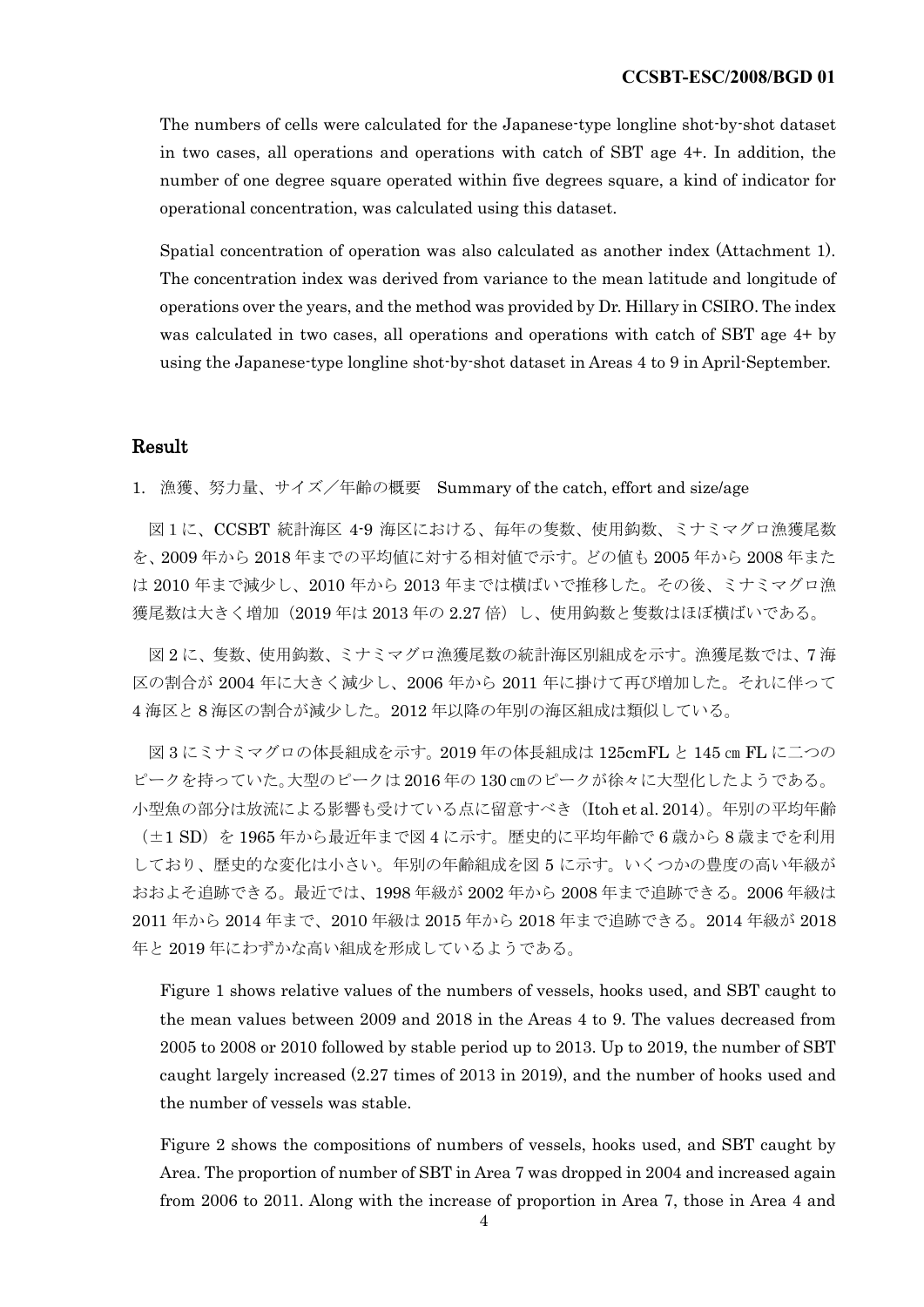The numbers of cells were calculated for the Japanese-type longline shot-by-shot dataset in two cases, all operations and operations with catch of SBT age 4+. In addition, the number of one degree square operated within five degrees square, a kind of indicator for operational concentration, was calculated using this dataset.

Spatial concentration of operation was also calculated as another index (Attachment 1). The concentration index was derived from variance to the mean latitude and longitude of operations over the years, and the method was provided by Dr. Hillary in CSIRO. The index was calculated in two cases, all operations and operations with catch of SBT age 4+ by using the Japanese-type longline shot-by-shot dataset in Areas 4 to 9 in April-September.

## Result

1. 漁獲、努力量、サイズ／年齢の概要　Summary of the catch, effort and size/age

図 1 に、CCSBT 統計海区 4-9 海区における、毎年の隻数、使用鈎数、ミナミマグロ漁獲尾数を、2009 年から 2018 年までの平均値に対する相対値で示す。どの値も 2005 年から 2008 年または 2010 年まで減少し、2010 年から 2013 年までは横ばいで推移した。その後、ミナミマグロ漁獲尾数は大きく増加（2019 年は 2013 年の 2.27 倍）し、使用鈎数と隻数はほぼ横ばいである。

図 2 に、隻数、使用鈎数、ミナミマグロ漁獲尾数の統計海区別組成を示す。漁獲尾数では、7 海区の割合が 2004 年に大きく減少し、2006 年から 2011 年に掛けて再び増加した。それに伴って 4 海区と 8 海区の割合が減少した。2012 年以降の年別の海区組成は類似している。

図 3 にミナミマグロの体長組成を示す。2019 年の体長組成は 125cmFL と 145 ㎝ FL に二つのピークを持っていた。大型のピークは 2016 年の 130 ㎝のピークが徐々に大型化したようである。小型魚の部分は放流による影響も受けている点に留意すべき（Itoh et al. 2014）。年別の平均年齢（±1 SD）を 1965 年から最近年まで図 4 に示す。歴史的に平均年齢で 6 歳から 8 歳までを利用しており、歴史的な変化は小さい。年別の年齢組成を図 5 に示す。いくつかの豊度の高い年級がおおよそ追跡できる。最近では、1998 年級が 2002 年から 2008 年まで追跡できる。2006 年級は 2011 年から 2014 年まで、2010 年級は 2015 年から 2018 年まで追跡できる。2014 年級が 2018 年と 2019 年にわずかな高い組成を形成しているようである。

Figure 1 shows relative values of the numbers of vessels, hooks used, and SBT caught to the mean values between 2009 and 2018 in the Areas 4 to 9. The values decreased from 2005 to 2008 or 2010 followed by stable period up to 2013. Up to 2019, the number of SBT caught largely increased (2.27 times of 2013 in 2019), and the number of hooks used and the number of vessels was stable.

Figure 2 shows the compositions of numbers of vessels, hooks used, and SBT caught by Area. The proportion of number of SBT in Area 7 was dropped in 2004 and increased again from 2006 to 2011. Along with the increase of proportion in Area 7, those in Area 4 and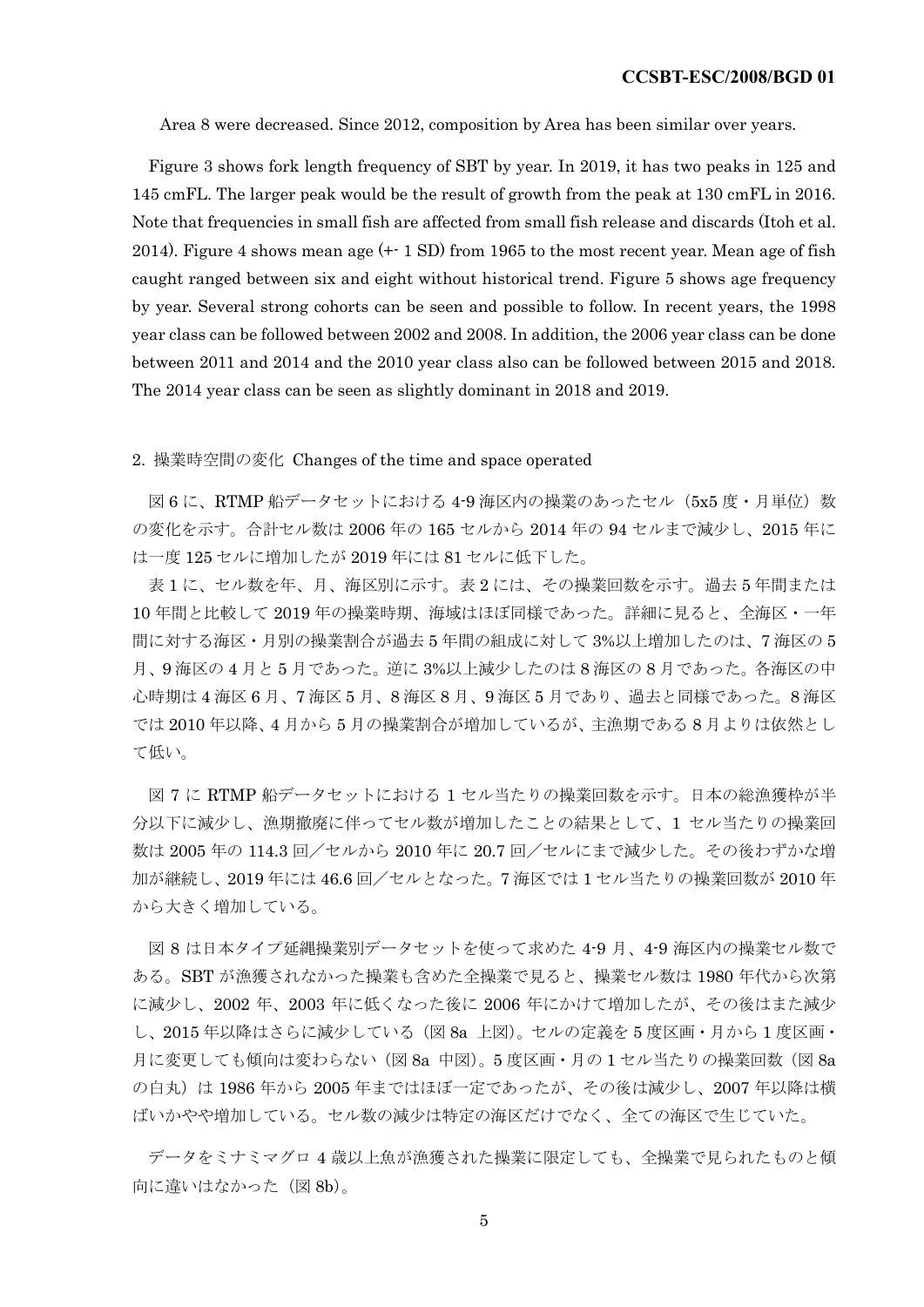Area 8 were decreased. Since 2012, composition by Area has been similar over years.

Figure 3 shows fork length frequency of SBT by year. In 2019, it has two peaks in 125 and 145 cmFL. The larger peak would be the result of growth from the peak at 130 cmFL in 2016. Note that frequencies in small fish are affected from small fish release and discards (Itoh et al. 2014). Figure 4 shows mean age (+- 1 SD) from 1965 to the most recent year. Mean age of fish caught ranged between six and eight without historical trend. Figure 5 shows age frequency by year. Several strong cohorts can be seen and possible to follow. In recent years, the 1998 year class can be followed between 2002 and 2008. In addition, the 2006 year class can be done between 2011 and 2014 and the 2010 year class also can be followed between 2015 and 2018. The 2014 year class can be seen as slightly dominant in 2018 and 2019.

## 2. 操業時空間の変化 Changes of the time and space operated

図 6 に、RTMP 船データセットにおける 4-9 海区内の操業のあったセル（5x5 度・月単位）数の変化を示す。合計セル数は 2006 年の 165 セルから 2014 年の 94 セルまで減少し、2015 年には一度 125 セルに増加したが 2019 年には 81 セルに低下した。

表 1 に、セル数を年、月、海区別に示す。表 2 には、その操業回数を示す。過去 5 年間または 10 年間と比較して 2019 年の操業時期、海域はほぼ同様であった。詳細に見ると、全海区・一年間に対する海区・月別の操業割合が過去 5 年間の組成に対して 3%以上増加したのは、7 海区の 5 月、9 海区の 4 月と 5 月であった。逆に 3%以上減少したのは 8 海区の 8 月であった。各海区の中心時期は 4 海区 6 月、7 海区 5 月、8 海区 8 月、9 海区 5 月であり、過去と同様であった。8 海区では 2010 年以降、4 月から 5 月の操業割合が増加しているが、主漁期である 8 月よりは依然として低い。

図 7 に RTMP 船データセットにおける 1 セル当たりの操業回数を示す。日本の総漁獲枠が半分以下に減少し、漁期撤廃に伴ってセル数が増加したことの結果として、1 セル当たりの操業回数は 2005 年の 114.3 回／セルから 2010 年に 20.7 回／セルにまで減少した。その後わずかな増加が継続し、2019 年には 46.6 回／セルとなった。7 海区では 1 セル当たりの操業回数が 2010 年から大きく増加している。

図 8 は日本タイプ延縄操業別データセットを使って求めた 4-9 月、4-9 海区内の操業セル数である。SBT が漁獲されなかった操業も含めた全操業で見ると、操業セル数は 1980 年代から次第に減少し、2002 年、2003 年に低くなった後に 2006 年にかけて増加したが、その後はまた減少し、2015 年以降はさらに減少している（図 8a 上図)。セルの定義を 5 度区画・月から 1 度区画・月に変更しても傾向は変わらない（図 8a 中図)。5 度区画・月の 1 セル当たりの操業回数（図 8a の白丸）は 1986 年から 2005 年まではほぼ一定であったが、その後は減少し、2007 年以降は横ばいかやや増加している。セル数の減少は特定の海区だけでなく、全ての海区で生じていた。

データをミナミマグロ 4 歳以上魚が漁獲された操業に限定しても、全操業で見られたものと傾向に違いはなかった（図 8b)。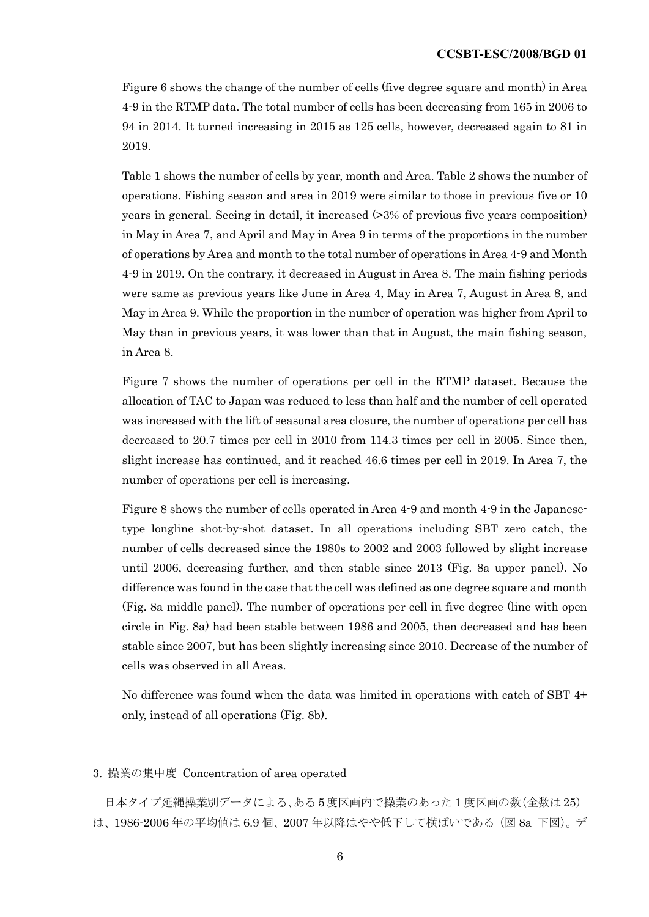Figure 6 shows the change of the number of cells (five degree square and month) in Area 4-9 in the RTMP data. The total number of cells has been decreasing from 165 in 2006 to 94 in 2014. It turned increasing in 2015 as 125 cells, however, decreased again to 81 in 2019.

Table 1 shows the number of cells by year, month and Area. Table 2 shows the number of operations. Fishing season and area in 2019 were similar to those in previous five or 10 years in general. Seeing in detail, it increased (>3% of previous five years composition) in May in Area 7, and April and May in Area 9 in terms of the proportions in the number of operations by Area and month to the total number of operations in Area 4-9 and Month 4-9 in 2019. On the contrary, it decreased in August in Area 8. The main fishing periods were same as previous years like June in Area 4, May in Area 7, August in Area 8, and May in Area 9. While the proportion in the number of operation was higher from April to May than in previous years, it was lower than that in August, the main fishing season, in Area 8.

Figure 7 shows the number of operations per cell in the RTMP dataset. Because the allocation of TAC to Japan was reduced to less than half and the number of cell operated was increased with the lift of seasonal area closure, the number of operations per cell has decreased to 20.7 times per cell in 2010 from 114.3 times per cell in 2005. Since then, slight increase has continued, and it reached 46.6 times per cell in 2019. In Area 7, the number of operations per cell is increasing.

Figure 8 shows the number of cells operated in Area 4-9 and month 4-9 in the Japanese-type longline shot-by-shot dataset. In all operations including SBT zero catch, the number of cells decreased since the 1980s to 2002 and 2003 followed by slight increase until 2006, decreasing further, and then stable since 2013 (Fig. 8a upper panel). No difference was found in the case that the cell was defined as one degree square and month (Fig. 8a middle panel). The number of operations per cell in five degree (line with open circle in Fig. 8a) had been stable between 1986 and 2005, then decreased and has been stable since 2007, but has been slightly increasing since 2010. Decrease of the number of cells was observed in all Areas.

No difference was found when the data was limited in operations with catch of SBT 4+ only, instead of all operations (Fig. 8b).

## 3. 操業の集中度 Concentration of area operated

日本タイプ延縄操業別データによる、ある5度区画内で操業のあった1度区画の数（全数は25）は、1986-2006 年の平均値は 6.9 個、2007 年以降はやや低下して横ばいである（図 8a 下図）。デ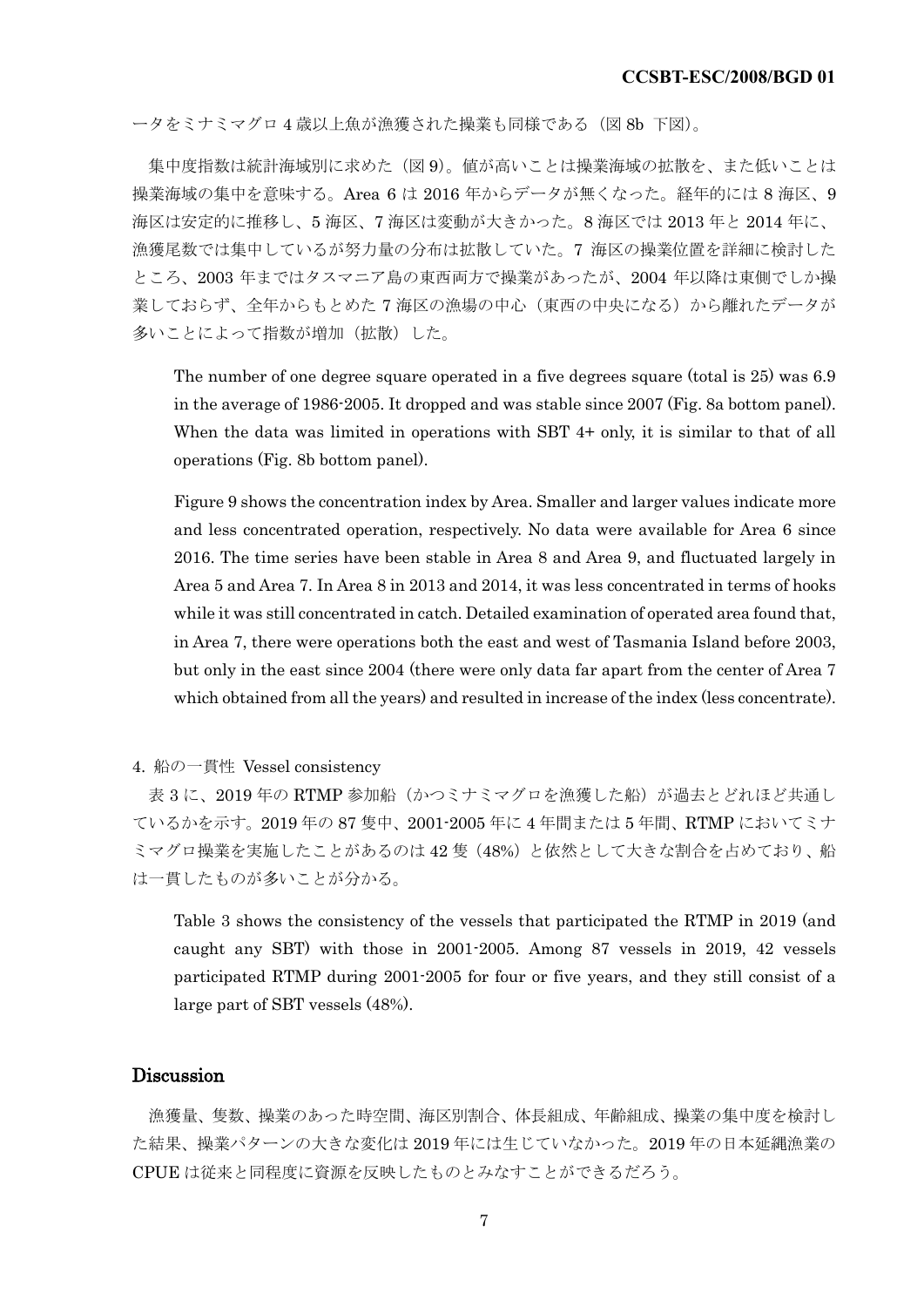ータをミナミマグロ 4 歳以上魚が漁獲された操業も同様である（図 8b 下図）。

集中度指数は統計海域別に求めた（図 9）。値が高いことは操業海域の拡散を、また低いことは操業海域の集中を意味する。Area 6 は 2016 年からデータが無くなった。経年的には 8 海区、9 海区は安定的に推移し、5 海区、7 海区は変動が大きかった。8 海区では 2013 年と 2014 年に、漁獲尾数では集中しているが努力量の分布は拡散していた。7 海区の操業位置を詳細に検討したところ、2003 年まではタスマニア島の東西両方で操業があったが、2004 年以降は東側でしか操業しておらず、全年からもとめた 7 海区の漁場の中心（東西の中央になる）から離れたデータが多いことによって指数が増加（拡散）した。

The number of one degree square operated in a five degrees square (total is 25) was 6.9 in the average of 1986-2005. It dropped and was stable since 2007 (Fig. 8a bottom panel). When the data was limited in operations with SBT 4+ only, it is similar to that of all operations (Fig. 8b bottom panel).

Figure 9 shows the concentration index by Area. Smaller and larger values indicate more and less concentrated operation, respectively. No data were available for Area 6 since 2016. The time series have been stable in Area 8 and Area 9, and fluctuated largely in Area 5 and Area 7. In Area 8 in 2013 and 2014, it was less concentrated in terms of hooks while it was still concentrated in catch. Detailed examination of operated area found that, in Area 7, there were operations both the east and west of Tasmania Island before 2003, but only in the east since 2004 (there were only data far apart from the center of Area 7 which obtained from all the years) and resulted in increase of the index (less concentrate).

4. 船の一貫性 Vessel consistency

表 3 に、2019 年の RTMP 参加船（かつミナミマグロを漁獲した船）が過去とどれほど共通しているかを示す。2019 年の 87 隻中、2001-2005 年に 4 年間または 5 年間、RTMP においてミナミマグロ操業を実施したことがあるのは 42 隻（48%）と依然として大きな割合を占めており、船は一貫したものが多いことが分かる。

Table 3 shows the consistency of the vessels that participated the RTMP in 2019 (and caught any SBT) with those in 2001-2005. Among 87 vessels in 2019, 42 vessels participated RTMP during 2001-2005 for four or five years, and they still consist of a large part of SBT vessels (48%).

## Discussion

漁獲量、隻数、操業のあった時空間、海区別割合、体長組成、年齢組成、操業の集中度を検討した結果、操業パターンの大きな変化は 2019 年には生じていなかった。2019 年の日本延縄漁業の CPUE は従来と同程度に資源を反映したものとみなすことができるだろう。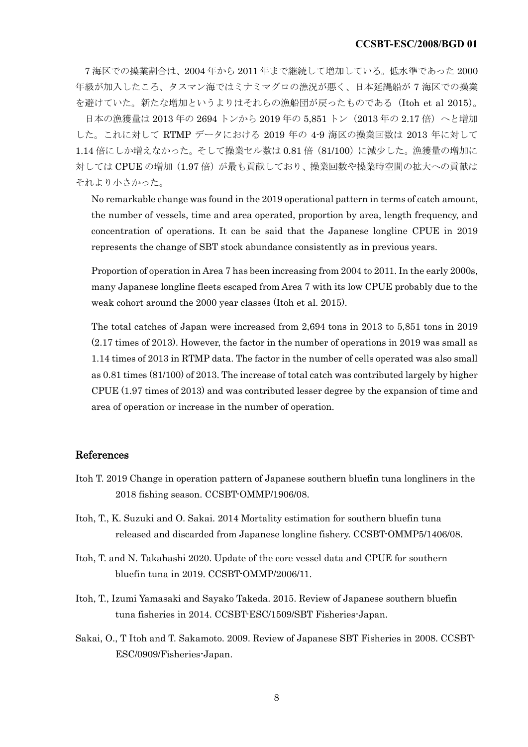7 海区での操業割合は、2004 年から 2011 年まで継続して増加している。低水準であった 2000 年級が加入したころ、タスマン海ではミナミマグロの漁況が悪く、日本延縄船が 7 海区での操業を避けていた。新たな増加というよりはそれらの漁船団が戻ったものである（Itoh et al 2015）。

日本の漁獲量は 2013 年の 2694 トンから 2019 年の 5,851 トン（2013 年の 2.17 倍）へと増加した。これに対して RTMP データにおける 2019 年の 4-9 海区の操業回数は 2013 年に対して 1.14 倍にしか増えなかった。そして操業セル数は 0.81 倍（81/100）に減少した。漁獲量の増加に対しては CPUE の増加（1.97 倍）が最も貢献しており、操業回数や操業時空間の拡大への貢献はそれより小さかった。

No remarkable change was found in the 2019 operational pattern in terms of catch amount, the number of vessels, time and area operated, proportion by area, length frequency, and concentration of operations. It can be said that the Japanese longline CPUE in 2019 represents the change of SBT stock abundance consistently as in previous years.

Proportion of operation in Area 7 has been increasing from 2004 to 2011. In the early 2000s, many Japanese longline fleets escaped from Area 7 with its low CPUE probably due to the weak cohort around the 2000 year classes (Itoh et al. 2015).

The total catches of Japan were increased from 2,694 tons in 2013 to 5,851 tons in 2019 (2.17 times of 2013). However, the factor in the number of operations in 2019 was small as 1.14 times of 2013 in RTMP data. The factor in the number of cells operated was also small as 0.81 times (81/100) of 2013. The increase of total catch was contributed largely by higher CPUE (1.97 times of 2013) and was contributed lesser degree by the expansion of time and area of operation or increase in the number of operation.

## References

Itoh T. 2019 Change in operation pattern of Japanese southern bluefin tuna longliners in the 2018 fishing season. CCSBT-OMMP/1906/08.

Itoh, T., K. Suzuki and O. Sakai. 2014 Mortality estimation for southern bluefin tuna released and discarded from Japanese longline fishery. CCSBT-OMMP5/1406/08.

Itoh, T. and N. Takahashi 2020. Update of the core vessel data and CPUE for southern bluefin tuna in 2019. CCSBT-OMMP/2006/11.

Itoh, T., Izumi Yamasaki and Sayako Takeda. 2015. Review of Japanese southern bluefin tuna fisheries in 2014. CCSBT-ESC/1509/SBT Fisheries-Japan.

Sakai, O., T Itoh and T. Sakamoto. 2009. Review of Japanese SBT Fisheries in 2008. CCSBT-ESC/0909/Fisheries-Japan.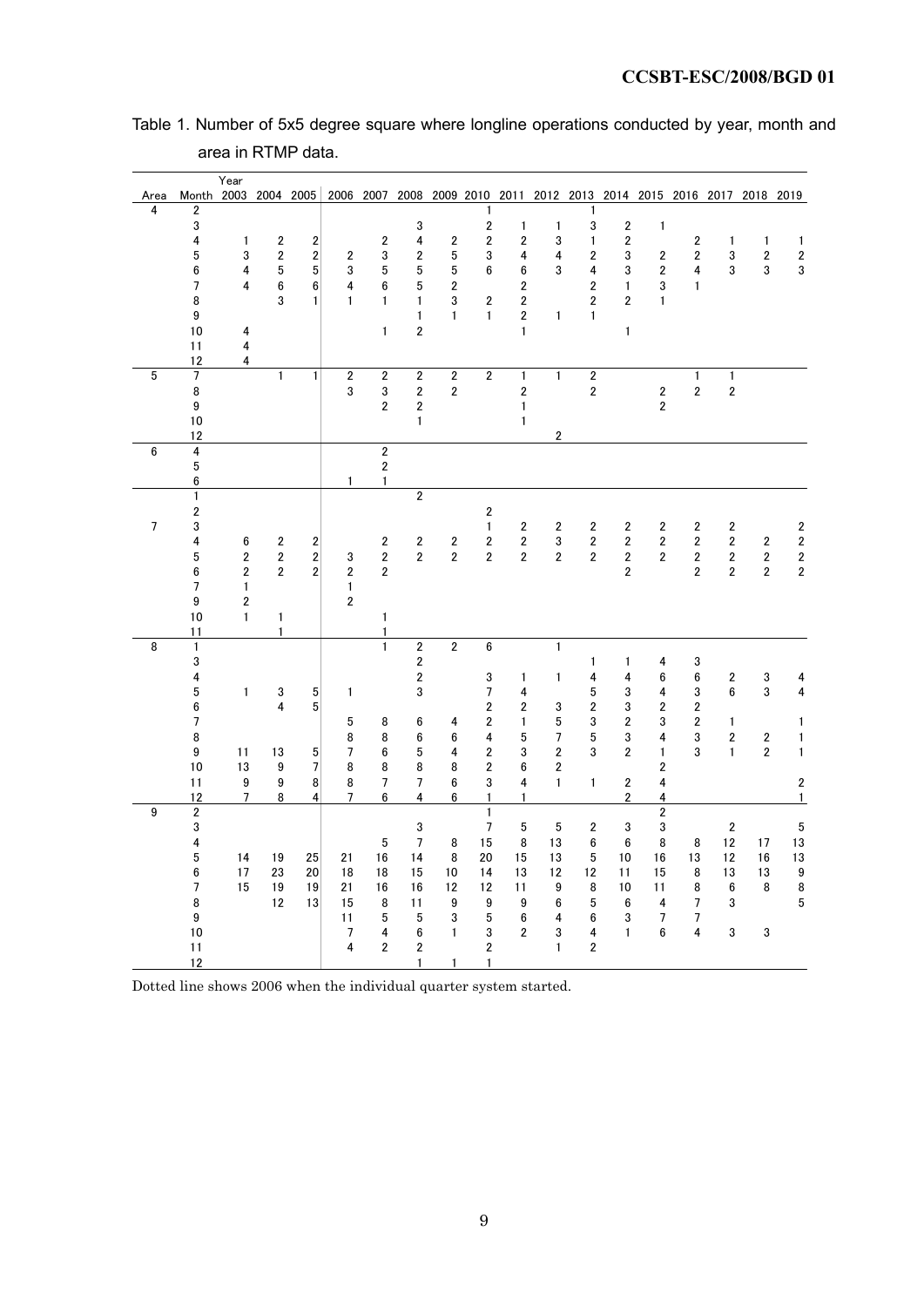Table 1. Number of 5x5 degree square where longline operations conducted by year, month and area in RTMP data.

| Area | Month | 2003 | 2004 | 2005 | 2006 | 2007 | 2008 | 2009 | 2010 | 2011 | 2012 | 2013 | 2014 | 2015 | 2016 | 2017 | 2018 | 2019 |
|---|---|---|---|---|---|---|---|---|---|---|---|---|---|---|---|---|---|---|
| 4 | 2 | | | | | | | | 1 | | | 1 | | | | | | |
| | 3 | | | | | | 3 | | 2 | 1 | 1 | 3 | 2 | 1 | | | | |
| | 4 | 1 | 2 | 2 | | 2 | 4 | 2 | 2 | 2 | 3 | 1 | 2 | | 2 | 1 | 1 | 1 |
| | 5 | 3 | 2 | 2 | 2 | 3 | 2 | 5 | 3 | 4 | 4 | 2 | 3 | 2 | 2 | 3 | 2 | 2 |
| | 6 | 4 | 5 | 5 | 3 | 5 | 5 | 5 | 6 | 6 | 3 | 4 | 3 | 2 | 4 | 3 | 3 | 3 |
| | 7 | 4 | 6 | 6 | 4 | 6 | 5 | 2 | | 2 | | 2 | 1 | 3 | 1 | | | |
| | 8 | | 3 | 1 | 1 | 1 | 1 | 3 | 2 | 2 | | 2 | 2 | 1 | | | | |
| | 9 | | | | | | 1 | 1 | 1 | 2 | 1 | 1 | | | | | | |
| | 10 | 4 | | | | 1 | 2 | | | 1 | | | 1 | | | | | |
| | 11 | 4 | | | | | | | | | | | | | | | | |
| | 12 | 4 | | | | | | | | | | | | | | | | |
| 5 | 7 | | 1 | 1 | 2 | 2 | 2 | 2 | 2 | 1 | 1 | 2 | | | 1 | 1 | | |
| | 8 | | | | 3 | 3 | 2 | 2 | | 2 | | 2 | | 2 | 2 | 2 | | |
| | 9 | | | | | 2 | 2 | | | 1 | | | | 2 | | | | |
| | 10 | | | | | | 1 | | | 1 | | | | | | | | |
| | 12 | | | | | | | | | | 2 | | | | | | | |
| 6 | 4 | | | | | 2 | | | | | | | | | | | | |
| | 5 | | | | | 2 | | | | | | | | | | | | |
| | 6 | | | | 1 | 1 | | | | | | | | | | | | |
| | 1 | | | | | | 2 | | | | | | | | | | | |
| | 2 | | | | | | | | 2 | | | | | | | | | |
| 7 | 3 | | | | | | | | 1 | 2 | 2 | 2 | 2 | 2 | 2 | 2 | | 2 |
| | 4 | 6 | 2 | 2 | | 2 | 2 | 2 | 2 | 2 | 3 | 2 | 2 | 2 | 2 | 2 | 2 | 2 |
| | 5 | 2 | 2 | 2 | 3 | 2 | 2 | 2 | 2 | 2 | 2 | 2 | 2 | 2 | 2 | 2 | 2 | 2 |
| | 6 | 2 | 2 | 2 | 2 | 2 | | | | | | | 2 | | 2 | 2 | 2 | 2 |
| | 7 | 1 | | | 1 | | | | | | | | | | | | | |
| | 9 | 2 | | | 2 | | | | | | | | | | | | | |
| | 10 | 1 | 1 | | | 1 | | | | | | | | | | | | |
| | 11 | | 1 | | | 1 | | | | | | | | | | | | |
| 8 | 1 | | | | | 1 | 2 | 2 | 6 | | 1 | | | | | | | |
| | 3 | | | | | | 2 | | | | | 1 | 1 | 4 | 3 | | | |
| | 4 | | | | | | 2 | | 3 | 1 | 1 | 4 | 4 | 6 | 6 | 2 | 3 | 4 |
| | 5 | 1 | 3 | 5 | 1 | | 3 | | 7 | 4 | | 5 | 3 | 4 | 3 | 6 | 3 | 4 |
| | 6 | | 4 | 5 | | | | | 2 | 2 | 3 | 2 | 3 | 2 | 2 | | | |
| | 7 | | | | 5 | 8 | 6 | 4 | 2 | 1 | 5 | 3 | 2 | 3 | 2 | 1 | | 1 |
| | 8 | | | | 8 | 8 | 6 | 6 | 4 | 5 | 7 | 5 | 3 | 4 | 3 | 2 | 2 | 1 |
| | 9 | 11 | 13 | 5 | 7 | 6 | 5 | 4 | 2 | 3 | 2 | 3 | 2 | 1 | 3 | 1 | 2 | 1 |
| | 10 | 13 | 9 | 7 | 8 | 8 | 8 | 8 | 2 | 6 | 2 | | | 2 | | | | |
| | 11 | 9 | 9 | 8 | 8 | 7 | 7 | 6 | 3 | 4 | 1 | 1 | 2 | 4 | | | | 2 |
| | 12 | 7 | 8 | 4 | 7 | 6 | 4 | 6 | 1 | 1 | | | 2 | 4 | | | | 1 |
| 9 | 2 | | | | | | | | 1 | | | | | 2 | | | | |
| | 3 | | | | | | 3 | | 7 | 5 | 5 | 2 | 3 | 3 | | 2 | | 5 |
| | 4 | | | | | 5 | 7 | 8 | 15 | 8 | 13 | 6 | 6 | 8 | 8 | 12 | 17 | 13 |
| | 5 | 14 | 19 | 25 | 21 | 16 | 14 | 8 | 20 | 15 | 13 | 5 | 10 | 16 | 13 | 12 | 16 | 13 |
| | 6 | 17 | 23 | 20 | 18 | 18 | 15 | 10 | 14 | 13 | 12 | 12 | 11 | 15 | 8 | 13 | 13 | 9 |
| | 7 | 15 | 19 | 19 | 21 | 16 | 16 | 12 | 12 | 11 | 9 | 8 | 10 | 11 | 8 | 6 | 8 | 8 |
| | 8 | | 12 | 13 | 15 | 8 | 11 | 9 | 9 | 9 | 6 | 5 | 6 | 4 | 7 | 3 | | 5 |
| | 9 | | | | 11 | 5 | 5 | 3 | 5 | 6 | 4 | 6 | 3 | 7 | 7 | | | |
| | 10 | | | | 7 | 4 | 6 | 1 | 3 | 2 | 3 | 4 | 1 | 6 | 4 | 3 | 3 | |
| | 11 | | | | 4 | 2 | 2 | | 2 | | 1 | 2 | | | | | | |
| | 12 | | | | | | 1 | 1 | 1 | | | | | | | | | |

Dotted line shows 2006 when the individual quarter system started.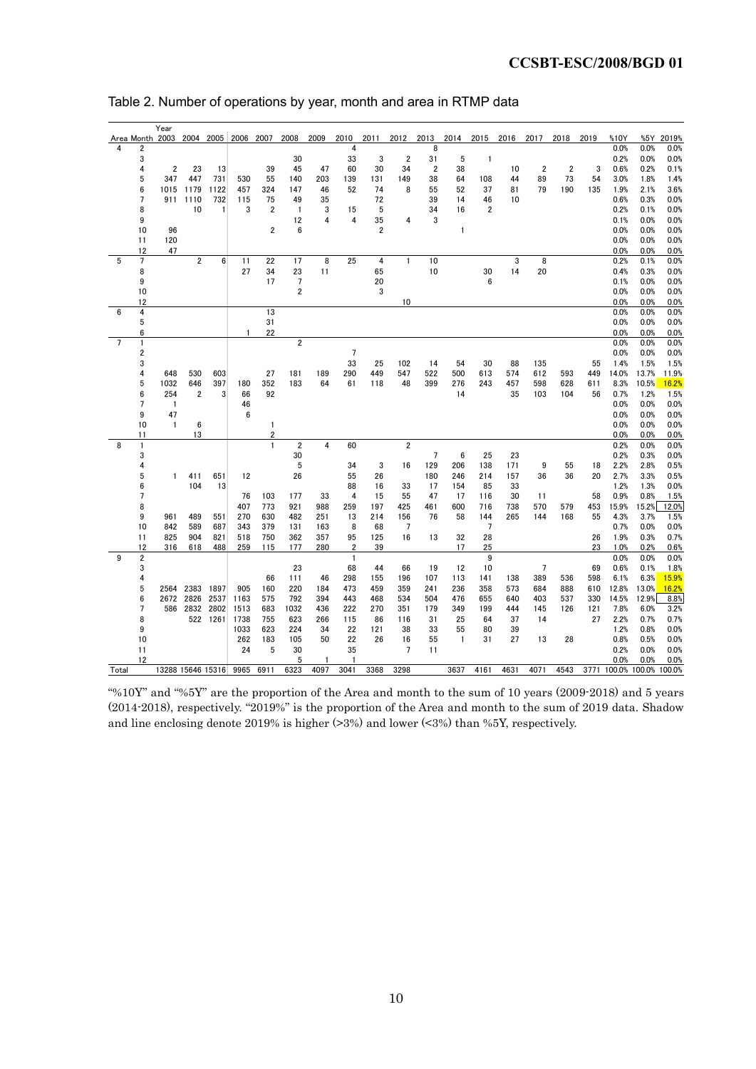Table 2. Number of operations by year, month and area in RTMP data

| Area | Month | 2003 | 2004 | 2005 | 2006 | 2007 | 2008 | 2009 | 2010 | 2011 | 2012 | 2013 | 2014 | 2015 | 2016 | 2017 | 2018 | 2019 | %10Y | %5Y | 2019% |
|---|---|---|---|---|---|---|---|---|---|---|---|---|---|---|---|---|---|---|---|---|---|
| 4 | 2 | | | | | | | | 4 | | | 8 | | | | | | | 0.0% | 0.0% | 0.0% |
| | 3 | | | | | | 30 | | 33 | 3 | 2 | 31 | 5 | 1 | | | | | 0.2% | 0.0% | 0.0% |
| | 4 | 2 | 23 | 13 | | 39 | 45 | 47 | 60 | 30 | 34 | 2 | 38 | | 10 | 2 | 2 | 3 | 0.6% | 0.2% | 0.1% |
| | 5 | 347 | 447 | 731 | 530 | 55 | 140 | 203 | 139 | 131 | 149 | 38 | 64 | 108 | 44 | 89 | 73 | 54 | 3.0% | 1.8% | 1.4% |
| | 6 | 1015 | 1179 | 1122 | 457 | 324 | 147 | 46 | 52 | 74 | 8 | 55 | 52 | 37 | 81 | 79 | 190 | 135 | 1.9% | 2.1% | 3.6% |
| | 7 | 911 | 1110 | 732 | 115 | 75 | 49 | 35 | | 72 | | 39 | 14 | 46 | 10 | | | | 0.6% | 0.3% | 0.0% |
| | 8 | | 10 | 1 | 3 | 2 | 1 | 3 | 15 | 5 | | 34 | 16 | 2 | | | | | 0.2% | 0.1% | 0.0% |
| | 9 | | | | | | 12 | 4 | 4 | 35 | 4 | 3 | | | | | | | 0.1% | 0.0% | 0.0% |
| | 10 | 96 | | | | 2 | 6 | | | 2 | | | 1 | | | | | | 0.0% | 0.0% | 0.0% |
| | 11 | 120 | | | | | | | | | | | | | | | | | 0.0% | 0.0% | 0.0% |
| | 12 | 47 | | | | | | | | | | | | | | | | | 0.0% | 0.0% | 0.0% |
| 5 | 7 | | 2 | 6 | 11 | 22 | 17 | 8 | 25 | 4 | 1 | 10 | | | 3 | 8 | | | 0.2% | 0.1% | 0.0% |
| | 8 | | | | 27 | 34 | 23 | 11 | | 65 | | 10 | | 30 | 14 | 20 | | | 0.4% | 0.3% | 0.0% |
| | 9 | | | | | 17 | 7 | | | 20 | | | | 6 | | | | | 0.1% | 0.0% | 0.0% |
| | 10 | | | | | | 2 | | | 3 | | | | | | | | | 0.0% | 0.0% | 0.0% |
| | 12 | | | | | | | | | | 10 | | | | | | | | 0.0% | 0.0% | 0.0% |
| 6 | 4 | | | | | 13 | | | | | | | | | | | | | 0.0% | 0.0% | 0.0% |
| | 5 | | | | | 31 | | | | | | | | | | | | | 0.0% | 0.0% | 0.0% |
| | 6 | | | | 1 | 22 | | | | | | | | | | | | | 0.0% | 0.0% | 0.0% |
| 7 | 1 | | | | | | 2 | | | | | | | | | | | | 0.0% | 0.0% | 0.0% |
| | 2 | | | | | | | | 7 | | | | | | | | | | 0.0% | 0.0% | 0.0% |
| | 3 | | | | | | | | 33 | 25 | 102 | 14 | 54 | 30 | 88 | 135 | | 55 | 1.4% | 1.5% | 1.5% |
| | 4 | 648 | 530 | 603 | | 27 | 181 | 189 | 290 | 449 | 547 | 522 | 500 | 613 | 574 | 612 | 593 | 449 | 14.0% | 13.7% | 11.9% |
| | 5 | 1032 | 646 | 397 | 180 | 352 | 183 | 64 | 61 | 118 | 48 | 399 | 276 | 243 | 457 | 598 | 628 | 611 | 8.3% | 10.5% | 16.2% |
| | 6 | 254 | 2 | 3 | 66 | 92 | | | | | | | 14 | | 35 | 103 | 104 | 56 | 0.7% | 1.2% | 1.5% |
| | 7 | 1 | | | 46 | | | | | | | | | | | | | | 0.0% | 0.0% | 0.0% |
| | 9 | 47 | | | 6 | | | | | | | | | | | | | | 0.0% | 0.0% | 0.0% |
| | 10 | 1 | 6 | | | 1 | | | | | | | | | | | | | 0.0% | 0.0% | 0.0% |
| | 11 | | 13 | | | 2 | | | | | | | | | | | | | 0.0% | 0.0% | 0.0% |
| 8 | 1 | | | | | 1 | 2 | 4 | 60 | | 2 | | | | | | | | 0.2% | 0.0% | 0.0% |
| | 3 | | | | | | 30 | | | | | 7 | 6 | 25 | 23 | | | | 0.2% | 0.3% | 0.0% |
| | 4 | | | | | | 5 | | 34 | 3 | 16 | 129 | 206 | 138 | 171 | 9 | 55 | 18 | 2.2% | 2.8% | 0.5% |
| | 5 | 1 | 411 | 651 | 12 | | 26 | | 55 | 26 | | 180 | 246 | 214 | 157 | 36 | 36 | 20 | 2.7% | 3.3% | 0.5% |
| | 6 | | 104 | 13 | | | | | 88 | 16 | 33 | 17 | 154 | 85 | 33 | | | | 1.2% | 1.3% | 0.0% |
| | 7 | | | | 76 | 103 | 177 | 33 | 4 | 15 | 55 | 47 | 17 | 116 | 30 | 11 | | 58 | 0.9% | 0.8% | 1.5% |
| | 8 | | | | 407 | 773 | 921 | 988 | 259 | 197 | 425 | 461 | 600 | 716 | 738 | 570 | 579 | 453 | 15.9% | 15.2% | 12.0% |
| | 9 | 961 | 489 | 551 | 270 | 630 | 482 | 251 | 13 | 214 | 156 | 76 | 58 | 144 | 265 | 144 | 168 | 55 | 4.3% | 3.7% | 1.5% |
| | 10 | 842 | 589 | 687 | 343 | 379 | 131 | 163 | 8 | 68 | 7 | | | 7 | | | | | 0.7% | 0.0% | 0.0% |
| | 11 | 825 | 904 | 821 | 518 | 750 | 362 | 357 | 95 | 125 | 16 | 13 | 32 | 28 | | | | 26 | 1.9% | 0.3% | 0.7% |
| | 12 | 316 | 618 | 488 | 259 | 115 | 177 | 280 | 2 | 39 | | | 17 | 25 | | | | 23 | 1.0% | 0.2% | 0.6% |
| 9 | 2 | | | | | | | | 1 | | | | | 9 | | | | | 0.0% | 0.0% | 0.0% |
| | 3 | | | | | | 23 | | 68 | 44 | 66 | 19 | 12 | 10 | | 7 | | 69 | 0.6% | 0.1% | 1.8% |
| | 4 | | | | | 66 | 111 | 46 | 298 | 155 | 196 | 107 | 113 | 141 | 138 | 389 | 536 | 598 | 6.1% | 6.3% | 15.9% |
| | 5 | 2564 | 2383 | 1897 | 905 | 160 | 220 | 184 | 473 | 459 | 359 | 241 | 236 | 358 | 573 | 684 | 888 | 610 | 12.8% | 13.0% | 16.2% |
| | 6 | 2672 | 2826 | 2537 | 1163 | 575 | 792 | 394 | 443 | 468 | 534 | 504 | 476 | 655 | 640 | 403 | 537 | 330 | 14.5% | 12.9% | 8.8% |
| | 7 | 586 | 2832 | 2802 | 1513 | 683 | 1032 | 436 | 222 | 270 | 351 | 179 | 349 | 199 | 444 | 145 | 126 | 121 | 7.8% | 6.0% | 3.2% |
| | 8 | | 522 | 1261 | 1738 | 755 | 623 | 266 | 115 | 86 | 116 | 31 | 25 | 64 | 37 | 14 | | 27 | 2.2% | 0.7% | 0.7% |
| | 9 | | | | 1033 | 623 | 224 | 34 | 22 | 121 | 38 | 33 | 55 | 80 | 39 | | | | 1.2% | 0.8% | 0.0% |
| | 10 | | | | 262 | 183 | 105 | 50 | 22 | 26 | 16 | 55 | 1 | 31 | 27 | 13 | 28 | | 0.8% | 0.5% | 0.0% |
| | 11 | | | | 24 | 5 | 30 | | 35 | | 7 | 11 | | | | | | | 0.2% | 0.0% | 0.0% |
| | 12 | | | | | | 5 | 1 | 1 | | | | | | | | | | 0.0% | 0.0% | 0.0% |
| Total | | 13288 | 15646 | 15316 | 9965 | 6911 | 6323 | 4097 | 3041 | 3368 | 3298 | | 3637 | 4161 | 4631 | 4071 | 4543 | 3771 | 100.0% | 100.0% | 100.0% |

"%10Y" and "%5Y" are the proportion of the Area and month to the sum of 10 years (2009-2018) and 5 years (2014-2018), respectively. "2019%" is the proportion of the Area and month to the sum of 2019 data. Shadow and line enclosing denote 2019% is higher (>3%) and lower (<3%) than %5Y, respectively.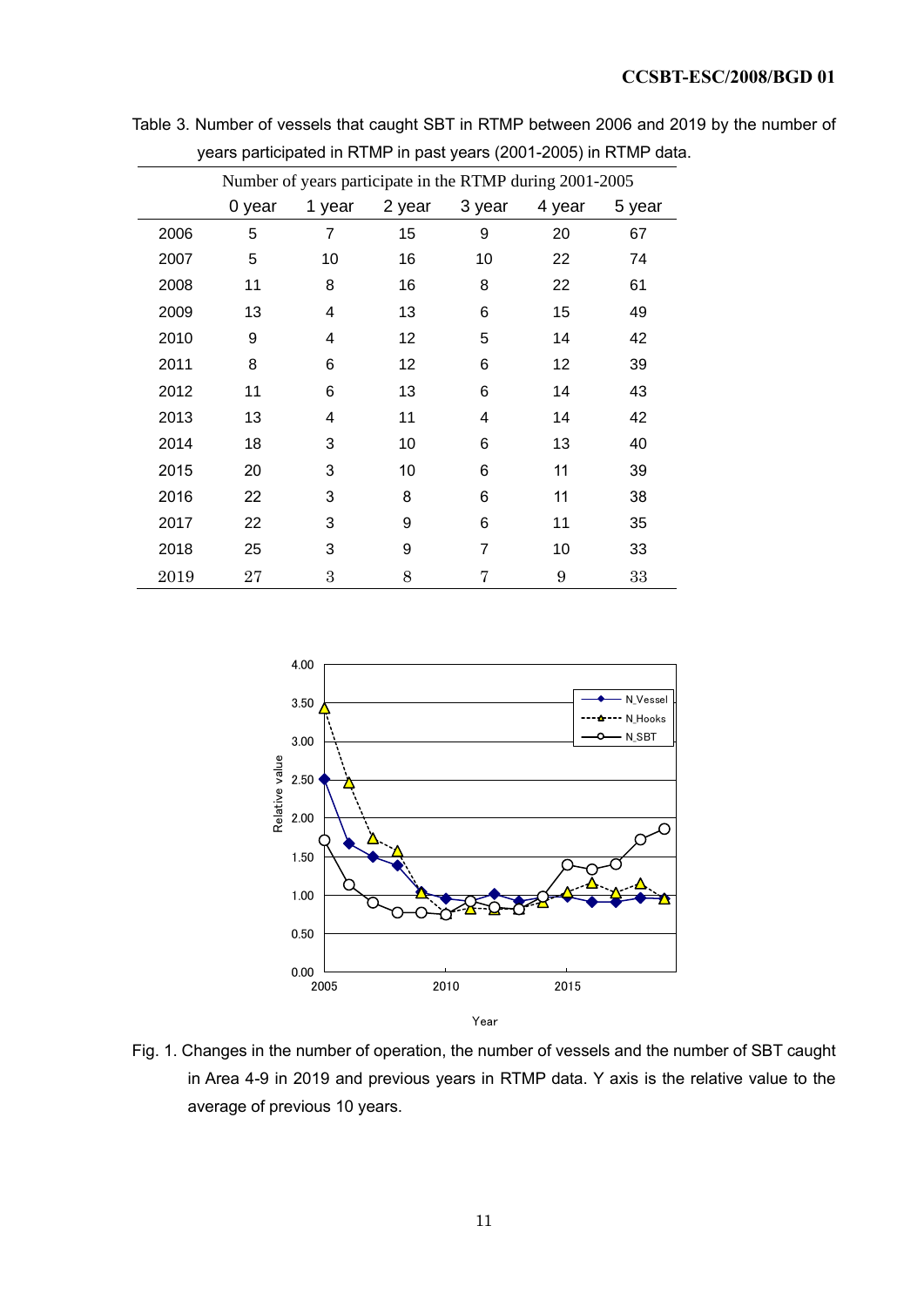Table 3. Number of vessels that caught SBT in RTMP between 2006 and 2019 by the number of years participated in RTMP in past years (2001-2005) in RTMP data.

| | Number of years participate in the RTMP during 2001-2005 | | | | | |
|---|---|---|---|---|---|---|
| | 0 year | 1 year | 2 year | 3 year | 4 year | 5 year |
| 2006 | 5 | 7 | 15 | 9 | 20 | 67 |
| 2007 | 5 | 10 | 16 | 10 | 22 | 74 |
| 2008 | 11 | 8 | 16 | 8 | 22 | 61 |
| 2009 | 13 | 4 | 13 | 6 | 15 | 49 |
| 2010 | 9 | 4 | 12 | 5 | 14 | 42 |
| 2011 | 8 | 6 | 12 | 6 | 12 | 39 |
| 2012 | 11 | 6 | 13 | 6 | 14 | 43 |
| 2013 | 13 | 4 | 11 | 4 | 14 | 42 |
| 2014 | 18 | 3 | 10 | 6 | 13 | 40 |
| 2015 | 20 | 3 | 10 | 6 | 11 | 39 |
| 2016 | 22 | 3 | 8 | 6 | 11 | 38 |
| 2017 | 22 | 3 | 9 | 6 | 11 | 35 |
| 2018 | 25 | 3 | 9 | 7 | 10 | 33 |
| 2019 | 27 | 3 | 8 | 7 | 9 | 33 |

Fig. 1. Changes in the number of operation, the number of vessels and the number of SBT caught in Area 4-9 in 2019 and previous years in RTMP data. Y axis is the relative value to the average of previous 10 years.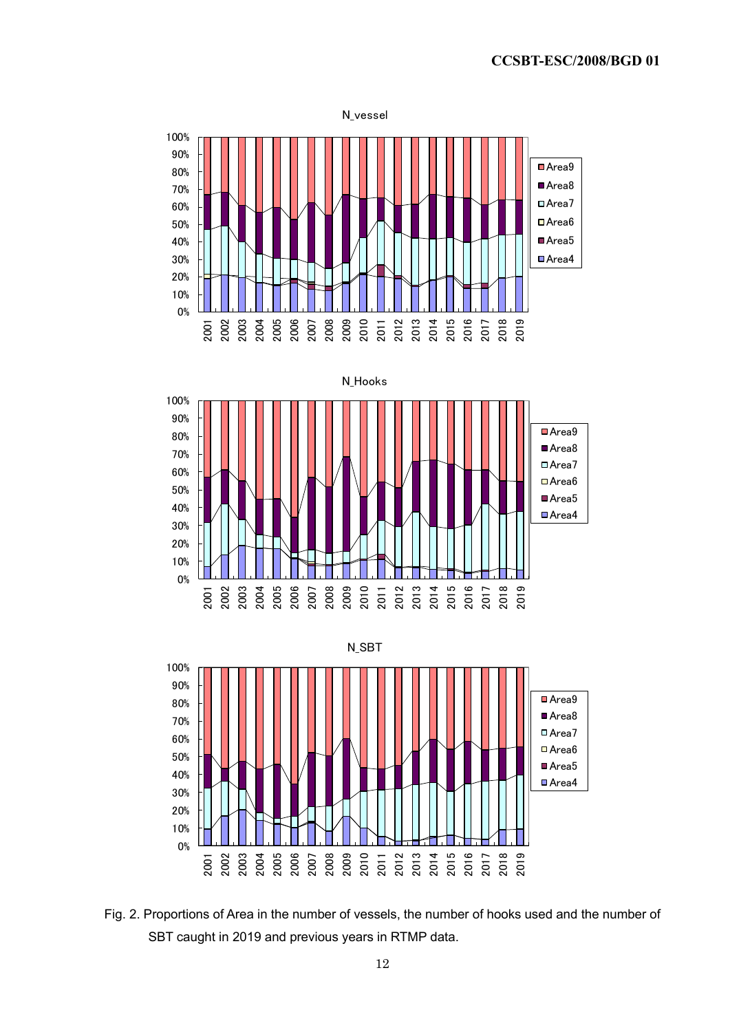Fig. 2. Proportions of Area in the number of vessels, the number of hooks used and the number of SBT caught in 2019 and previous years in RTMP data.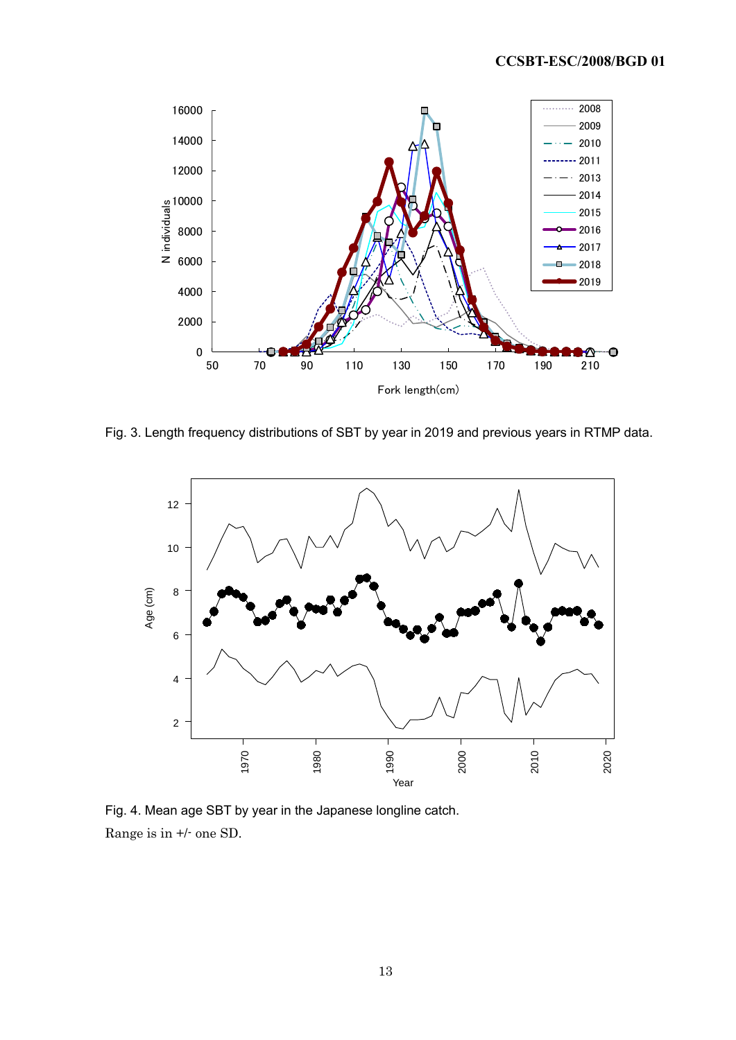Fig. 3. Length frequency distributions of SBT by year in 2019 and previous years in RTMP data.

Fig. 4. Mean age SBT by year in the Japanese longline catch.
Range is in +/- one SD.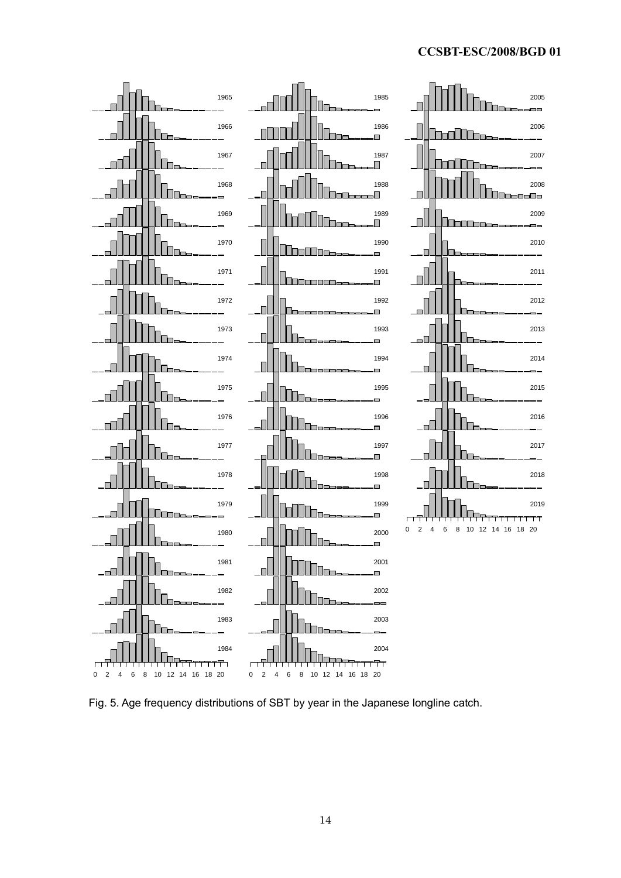Fig. 5. Age frequency distributions of SBT by year in the Japanese longline catch.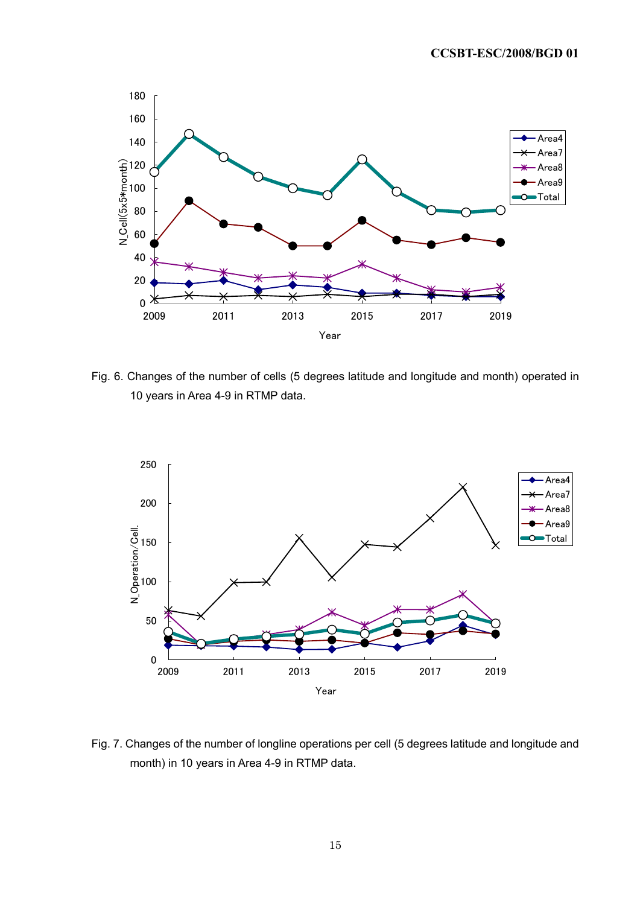Fig. 6. Changes of the number of cells (5 degrees latitude and longitude and month) operated in 10 years in Area 4-9 in RTMP data.

Fig. 7. Changes of the number of longline operations per cell (5 degrees latitude and longitude and month) in 10 years in Area 4-9 in RTMP data.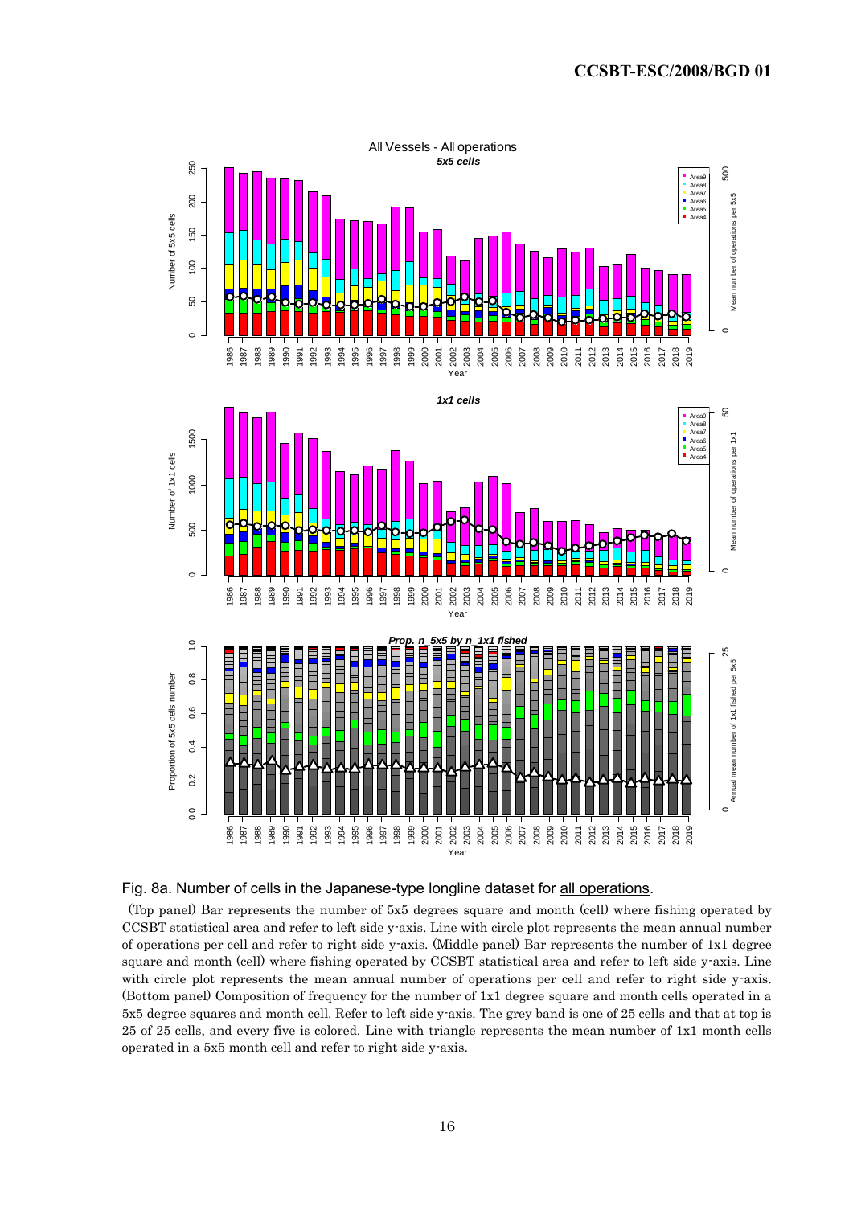Fig. 8a. Number of cells in the Japanese-type longline dataset for all operations.

(Top panel) Bar represents the number of 5x5 degrees square and month (cell) where fishing operated by CCSBT statistical area and refer to left side y-axis. Line with circle plot represents the mean annual number of operations per cell and refer to right side y-axis. (Middle panel) Bar represents the number of 1x1 degree square and month (cell) where fishing operated by CCSBT statistical area and refer to left side y-axis. Line with circle plot represents the mean annual number of operations per cell and refer to right side y-axis. (Bottom panel) Composition of frequency for the number of 1x1 degree square and month cells operated in a 5x5 degree squares and month cell. Refer to left side y-axis. The grey band is one of 25 cells and that at top is 25 of 25 cells, and every five is colored. Line with triangle represents the mean number of 1x1 month cells operated in a 5x5 month cell and refer to right side y-axis.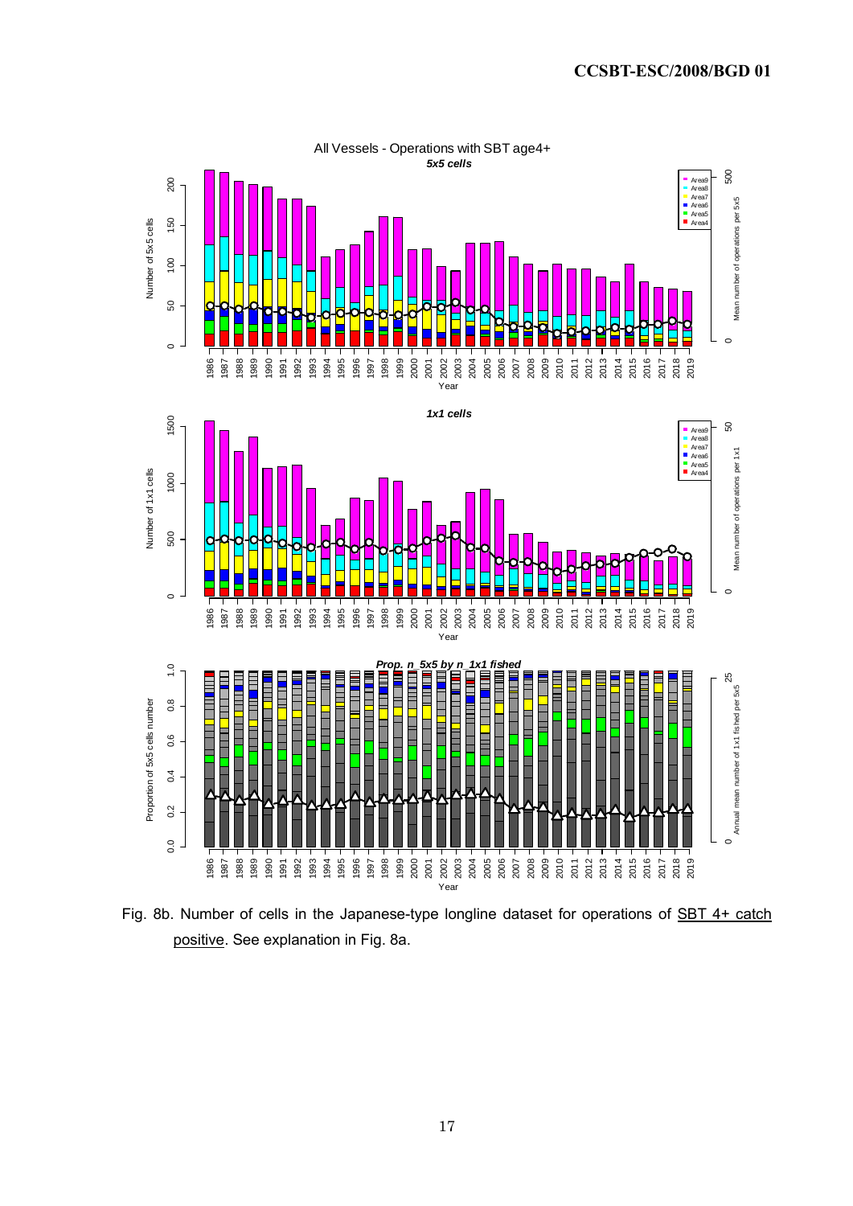Fig. 8b. Number of cells in the Japanese-type longline dataset for operations of SBT 4+ catch positive. See explanation in Fig. 8a.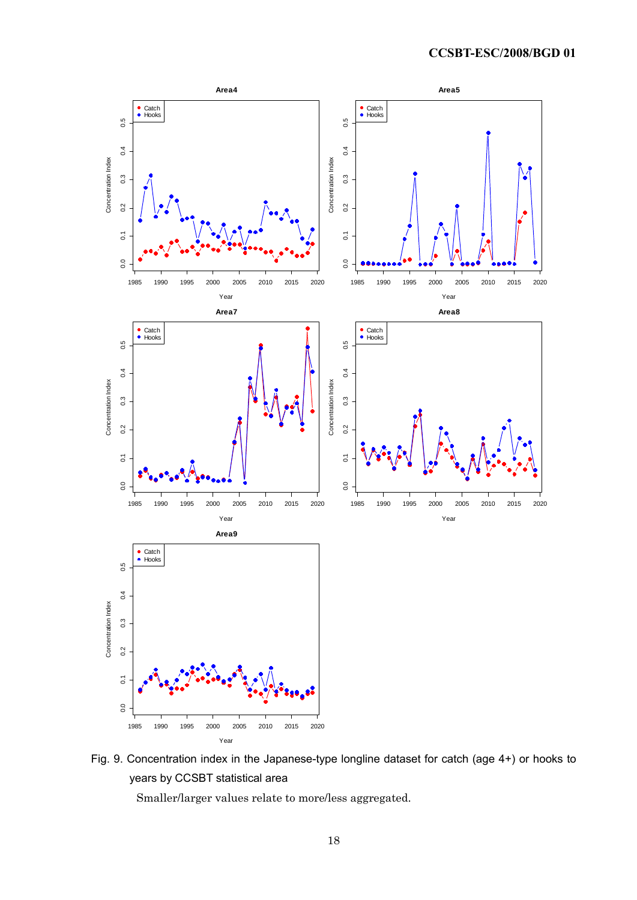Fig. 9. Concentration index in the Japanese-type longline dataset for catch (age 4+) or hooks to years by CCSBT statistical area

Smaller/larger values relate to more/less aggregated.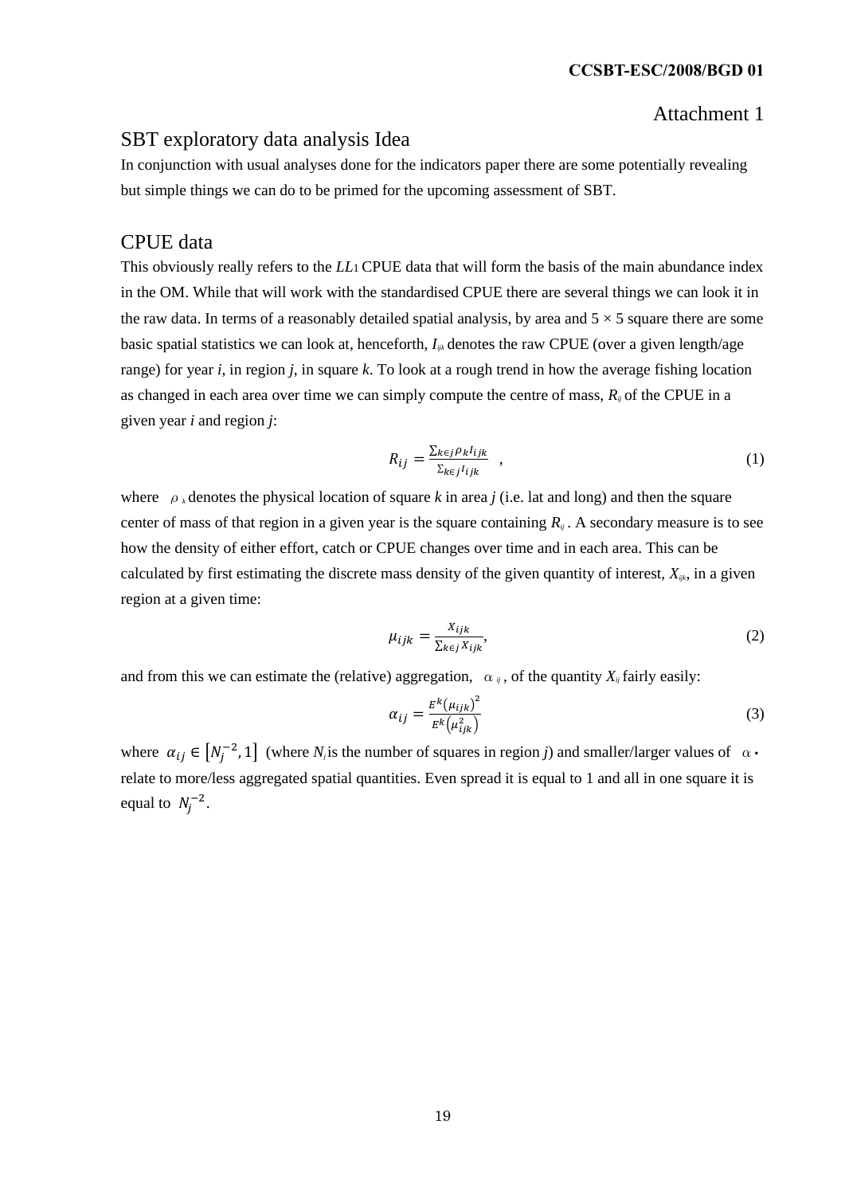Attachment 1

## SBT exploratory data analysis Idea

In conjunction with usual analyses done for the indicators paper there are some potentially revealing but simple things we can do to be primed for the upcoming assessment of SBT.

## CPUE data

This obviously really refers to the *LL*1 CPUE data that will form the basis of the main abundance index in the OM. While that will work with the standardised CPUE there are several things we can look it in the raw data. In terms of a reasonably detailed spatial analysis, by area and 5 × 5 square there are some basic spatial statistics we can look at, henceforth, $I_{ijk}$ denotes the raw CPUE (over a given length/age range) for year *i*, in region *j*, in square *k*. To look at a rough trend in how the average fishing location as changed in each area over time we can simply compute the centre of mass, $R_{ij}$ of the CPUE in a given year *i* and region *j*:

$$R_{ij} = \frac{\sum_{k \in j} \rho_k I_{ijk}}{\sum_{k \in j} I_{ijk}} \quad , \tag{1}$$

where $\rho_k$ denotes the physical location of square *k* in area *j* (i.e. lat and long) and then the square center of mass of that region in a given year is the square containing $R_{ij}$. A secondary measure is to see how the density of either effort, catch or CPUE changes over time and in each area. This can be calculated by first estimating the discrete mass density of the given quantity of interest, $X_{ijk}$, in a given region at a given time:

$$\mu_{ijk} = \frac{X_{ijk}}{\sum_{k \in j} X_{ijk}}, \tag{2}$$

and from this we can estimate the (relative) aggregation, $\alpha_{ij}$, of the quantity $X_{ij}$ fairly easily:

$$\alpha_{ij} = \frac{E^k(\mu_{ijk})^2}{E^k(\mu_{ijk}^2)} \tag{3}$$

where $\alpha_{ij} \in [N_j^{-2}, 1]$ (where $N_j$ is the number of squares in region *j*) and smaller/larger values of $\alpha$ relate to more/less aggregated spatial quantities. Even spread it is equal to 1 and all in one square it is equal to $N_j^{-2}$.